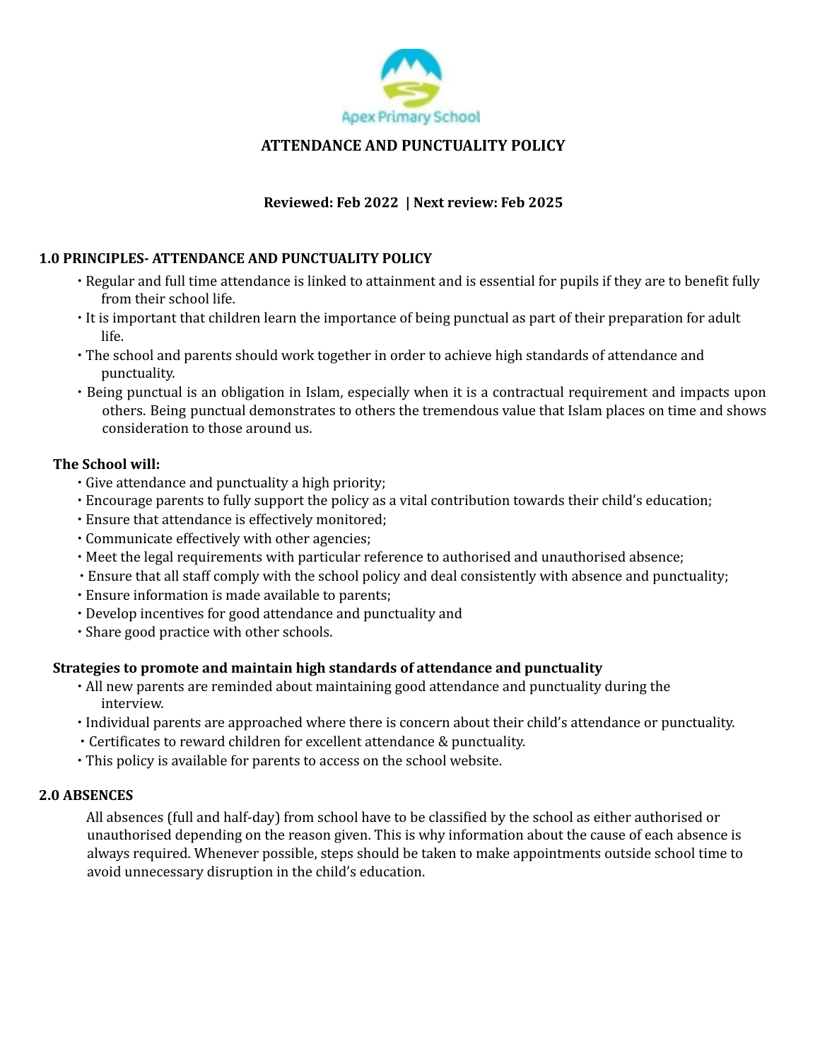Apex Primary School

# ATTENDANCE AND PUNCTUALITY POLICY

**Reviewed: Feb 2022 | Next review: Feb 2025**

## 1.0 PRINCIPLES- ATTENDANCE AND PUNCTUALITY POLICY

- Regular and full time attendance is linked to attainment and is essential for pupils if they are to benefit fully from their school life.
- It is important that children learn the importance of being punctual as part of their preparation for adult life.
- The school and parents should work together in order to achieve high standards of attendance and punctuality.
- Being punctual is an obligation in Islam, especially when it is a contractual requirement and impacts upon others. Being punctual demonstrates to others the tremendous value that Islam places on time and shows consideration to those around us.

### The School will:

- Give attendance and punctuality a high priority;
- Encourage parents to fully support the policy as a vital contribution towards their child's education;
- Ensure that attendance is effectively monitored;
- Communicate effectively with other agencies;
- Meet the legal requirements with particular reference to authorised and unauthorised absence;
- Ensure that all staff comply with the school policy and deal consistently with absence and punctuality;
- Ensure information is made available to parents;
- Develop incentives for good attendance and punctuality and
- Share good practice with other schools.

### Strategies to promote and maintain high standards of attendance and punctuality

- All new parents are reminded about maintaining good attendance and punctuality during the interview.
- Individual parents are approached where there is concern about their child's attendance or punctuality.
- Certificates to reward children for excellent attendance & punctuality.
- This policy is available for parents to access on the school website.

## 2.0 ABSENCES

All absences (full and half-day) from school have to be classified by the school as either authorised or unauthorised depending on the reason given. This is why information about the cause of each absence is always required. Whenever possible, steps should be taken to make appointments outside school time to avoid unnecessary disruption in the child's education.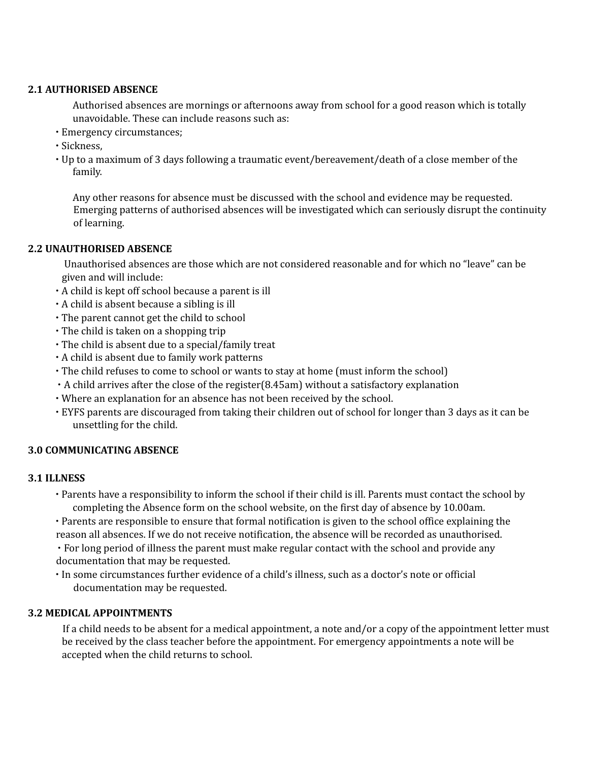### 2.1 AUTHORISED ABSENCE

Authorised absences are mornings or afternoons away from school for a good reason which is totally unavoidable. These can include reasons such as:

- Emergency circumstances;
- Sickness,
- Up to a maximum of 3 days following a traumatic event/bereavement/death of a close member of the family.

Any other reasons for absence must be discussed with the school and evidence may be requested. Emerging patterns of authorised absences will be investigated which can seriously disrupt the continuity of learning.

### 2.2 UNAUTHORISED ABSENCE

Unauthorised absences are those which are not considered reasonable and for which no "leave" can be given and will include:

- A child is kept off school because a parent is ill
- A child is absent because a sibling is ill
- The parent cannot get the child to school
- The child is taken on a shopping trip
- The child is absent due to a special/family treat
- A child is absent due to family work patterns
- The child refuses to come to school or wants to stay at home (must inform the school)
- A child arrives after the close of the register(8.45am) without a satisfactory explanation
- Where an explanation for an absence has not been received by the school.
- EYFS parents are discouraged from taking their children out of school for longer than 3 days as it can be unsettling for the child.

## 3.0 COMMUNICATING ABSENCE

### 3.1 ILLNESS

- Parents have a responsibility to inform the school if their child is ill. Parents must contact the school by completing the Absence form on the school website, on the first day of absence by 10.00am.
- Parents are responsible to ensure that formal notification is given to the school office explaining the reason all absences. If we do not receive notification, the absence will be recorded as unauthorised.
- For long period of illness the parent must make regular contact with the school and provide any documentation that may be requested.
- In some circumstances further evidence of a child's illness, such as a doctor's note or official documentation may be requested.

### 3.2 MEDICAL APPOINTMENTS

If a child needs to be absent for a medical appointment, a note and/or a copy of the appointment letter must be received by the class teacher before the appointment. For emergency appointments a note will be accepted when the child returns to school.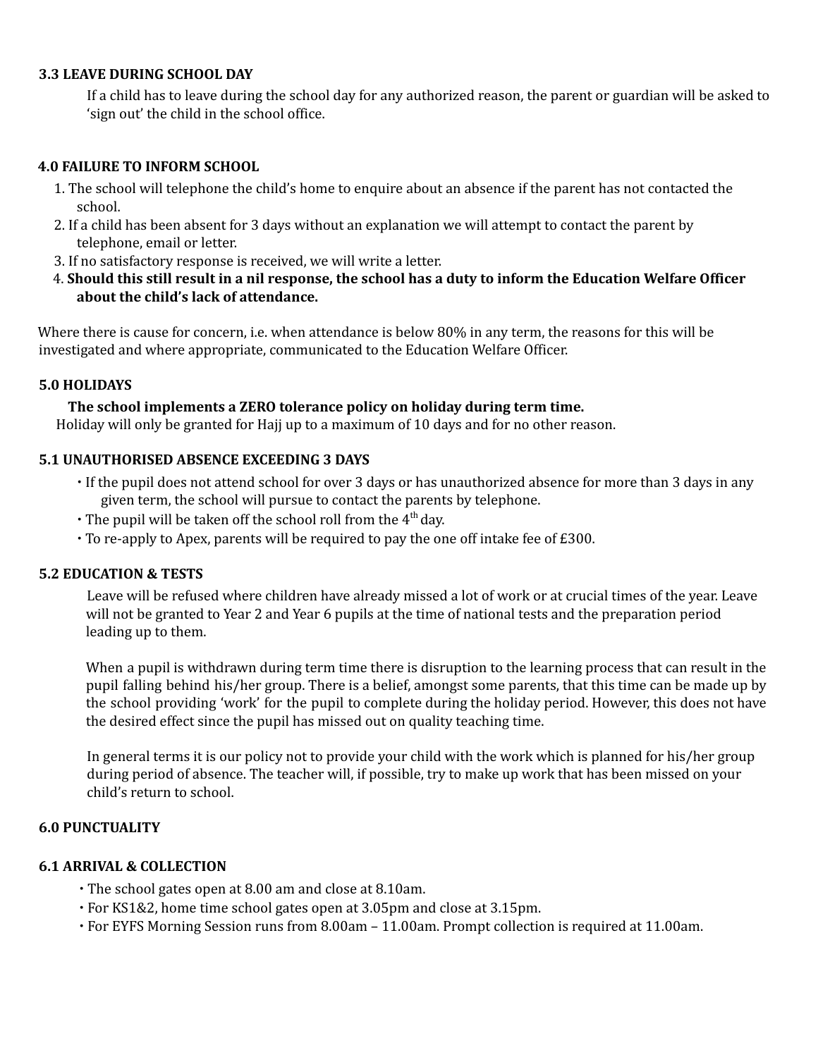### 3.3 LEAVE DURING SCHOOL DAY

If a child has to leave during the school day for any authorized reason, the parent or guardian will be asked to 'sign out' the child in the school office.

### 4.0 FAILURE TO INFORM SCHOOL

1. The school will telephone the child's home to enquire about an absence if the parent has not contacted the school.
2. If a child has been absent for 3 days without an explanation we will attempt to contact the parent by telephone, email or letter.
3. If no satisfactory response is received, we will write a letter.
4. **Should this still result in a nil response, the school has a duty to inform the Education Welfare Officer about the child's lack of attendance.**

Where there is cause for concern, i.e. when attendance is below 80% in any term, the reasons for this will be investigated and where appropriate, communicated to the Education Welfare Officer.

### 5.0 HOLIDAYS

**The school implements a ZERO tolerance policy on holiday during term time.**

Holiday will only be granted for Hajj up to a maximum of 10 days and for no other reason.

### 5.1 UNAUTHORISED ABSENCE EXCEEDING 3 DAYS

- If the pupil does not attend school for over 3 days or has unauthorized absence for more than 3 days in any given term, the school will pursue to contact the parents by telephone.
- The pupil will be taken off the school roll from the 4th day.
- To re-apply to Apex, parents will be required to pay the one off intake fee of £300.

### 5.2 EDUCATION & TESTS

Leave will be refused where children have already missed a lot of work or at crucial times of the year. Leave will not be granted to Year 2 and Year 6 pupils at the time of national tests and the preparation period leading up to them.

When a pupil is withdrawn during term time there is disruption to the learning process that can result in the pupil falling behind his/her group. There is a belief, amongst some parents, that this time can be made up by the school providing 'work' for the pupil to complete during the holiday period. However, this does not have the desired effect since the pupil has missed out on quality teaching time.

In general terms it is our policy not to provide your child with the work which is planned for his/her group during period of absence. The teacher will, if possible, try to make up work that has been missed on your child's return to school.

### 6.0 PUNCTUALITY

### 6.1 ARRIVAL & COLLECTION

- The school gates open at 8.00 am and close at 8.10am.
- For KS1&2, home time school gates open at 3.05pm and close at 3.15pm.
- For EYFS Morning Session runs from 8.00am – 11.00am. Prompt collection is required at 11.00am.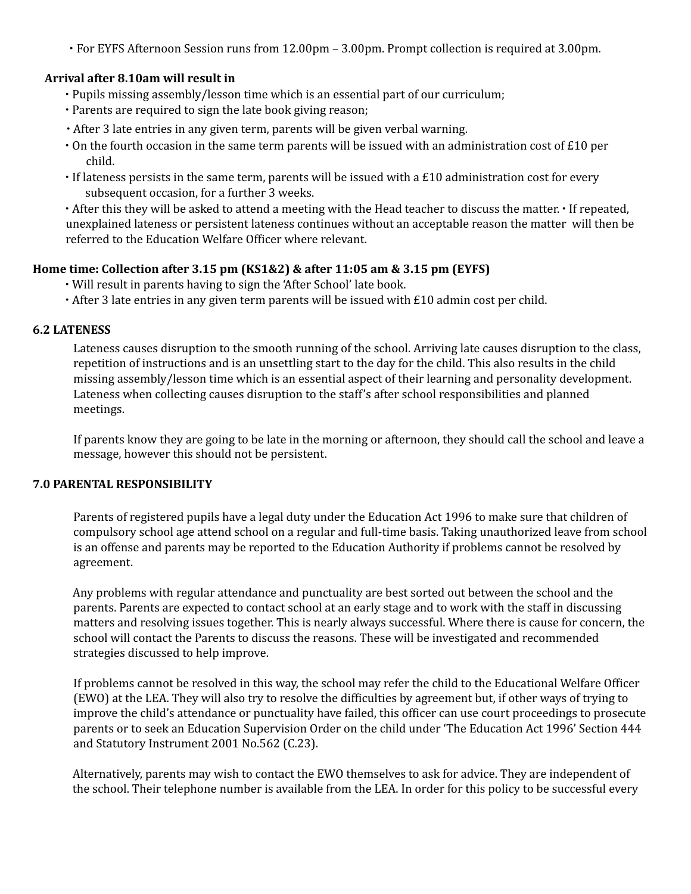- For EYFS Afternoon Session runs from 12.00pm – 3.00pm. Prompt collection is required at 3.00pm.

**Arrival after 8.10am will result in**

- Pupils missing assembly/lesson time which is an essential part of our curriculum;
- Parents are required to sign the late book giving reason;
- After 3 late entries in any given term, parents will be given verbal warning.
- On the fourth occasion in the same term parents will be issued with an administration cost of £10 per child.
- If lateness persists in the same term, parents will be issued with a £10 administration cost for every subsequent occasion, for a further 3 weeks.
- After this they will be asked to attend a meeting with the Head teacher to discuss the matter.
- If repeated, unexplained lateness or persistent lateness continues without an acceptable reason the matter will then be referred to the Education Welfare Officer where relevant.

**Home time: Collection after 3.15 pm (KS1&2) & after 11:05 am & 3.15 pm (EYFS)**

- Will result in parents having to sign the 'After School' late book.
- After 3 late entries in any given term parents will be issued with £10 admin cost per child.

## 6.2 LATENESS

Lateness causes disruption to the smooth running of the school. Arriving late causes disruption to the class, repetition of instructions and is an unsettling start to the day for the child. This also results in the child missing assembly/lesson time which is an essential aspect of their learning and personality development. Lateness when collecting causes disruption to the staff's after school responsibilities and planned meetings.

If parents know they are going to be late in the morning or afternoon, they should call the school and leave a message, however this should not be persistent.

## 7.0 PARENTAL RESPONSIBILITY

Parents of registered pupils have a legal duty under the Education Act 1996 to make sure that children of compulsory school age attend school on a regular and full-time basis. Taking unauthorized leave from school is an offense and parents may be reported to the Education Authority if problems cannot be resolved by agreement.

Any problems with regular attendance and punctuality are best sorted out between the school and the parents. Parents are expected to contact school at an early stage and to work with the staff in discussing matters and resolving issues together. This is nearly always successful. Where there is cause for concern, the school will contact the Parents to discuss the reasons. These will be investigated and recommended strategies discussed to help improve.

If problems cannot be resolved in this way, the school may refer the child to the Educational Welfare Officer (EWO) at the LEA. They will also try to resolve the difficulties by agreement but, if other ways of trying to improve the child's attendance or punctuality have failed, this officer can use court proceedings to prosecute parents or to seek an Education Supervision Order on the child under 'The Education Act 1996' Section 444 and Statutory Instrument 2001 No.562 (C.23).

Alternatively, parents may wish to contact the EWO themselves to ask for advice. They are independent of the school. Their telephone number is available from the LEA. In order for this policy to be successful every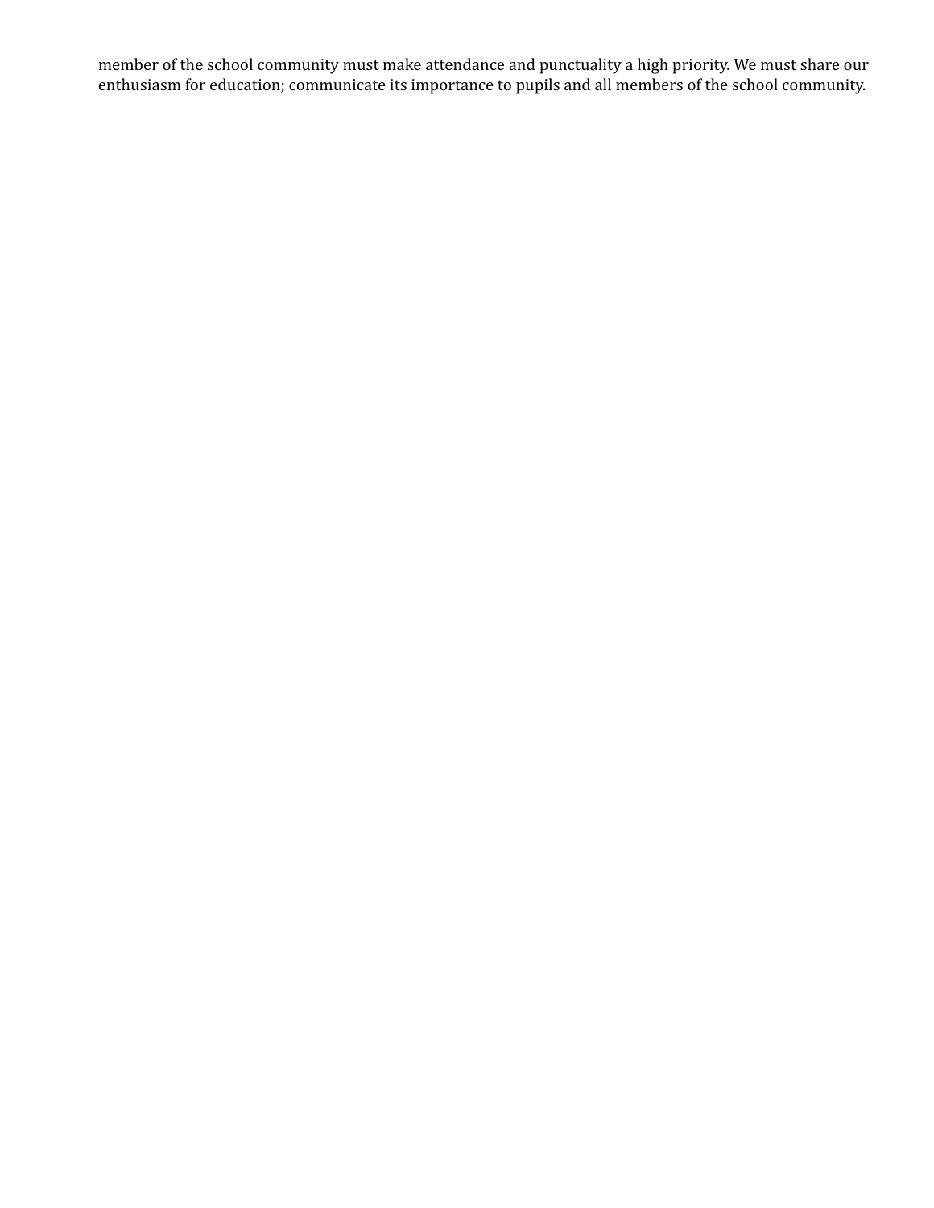member of the school community must make attendance and punctuality a high priority. We must share our enthusiasm for education; communicate its importance to pupils and all members of the school community.